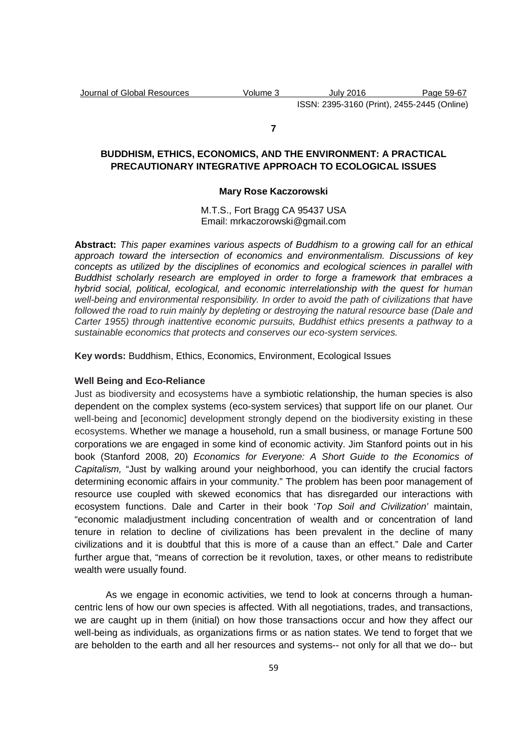**7**

# BUDDHISM, ETHICS, ECONOMICS, AND THE ENVIRONMENT: A PRACTICAL PRECAUTIONARY INTEGRATIVE APPROACH TO ECOLOGICAL ISSUES

**Mary Rose Kaczorowski**

M.T.S., Fort Bragg CA 95437 USA
Email: mrkaczorowski@gmail.com

**Abstract:** *This paper examines various aspects of Buddhism to a growing call for an ethical approach toward the intersection of economics and environmentalism. Discussions of key concepts as utilized by the disciplines of economics and ecological sciences in parallel with Buddhist scholarly research are employed in order to forge a framework that embraces a hybrid social, political, ecological, and economic interrelationship with the quest for human well-being and environmental responsibility. In order to avoid the path of civilizations that have followed the road to ruin mainly by depleting or destroying the natural resource base (Dale and Carter 1955) through inattentive economic pursuits, Buddhist ethics presents a pathway to a sustainable economics that protects and conserves our eco-system services.*

**Key words:** Buddhism, Ethics, Economics, Environment, Ecological Issues

### Well Being and Eco-Reliance

Just as biodiversity and ecosystems have a symbiotic relationship, the human species is also dependent on the complex systems (eco-system services) that support life on our planet. Our well-being and [economic] development strongly depend on the biodiversity existing in these ecosystems. Whether we manage a household, run a small business, or manage Fortune 500 corporations we are engaged in some kind of economic activity. Jim Stanford points out in his book (Stanford 2008, 20) *Economics for Everyone: A Short Guide to the Economics of Capitalism,* "Just by walking around your neighborhood, you can identify the crucial factors determining economic affairs in your community." The problem has been poor management of resource use coupled with skewed economics that has disregarded our interactions with ecosystem functions. Dale and Carter in their book '*Top Soil and Civilization'* maintain, "economic maladjustment including concentration of wealth and or concentration of land tenure in relation to decline of civilizations has been prevalent in the decline of many civilizations and it is doubtful that this is more of a cause than an effect." Dale and Carter further argue that, "means of correction be it revolution, taxes, or other means to redistribute wealth were usually found.

As we engage in economic activities, we tend to look at concerns through a human-centric lens of how our own species is affected. With all negotiations, trades, and transactions, we are caught up in them (initial) on how those transactions occur and how they affect our well-being as individuals, as organizations firms or as nation states. We tend to forget that we are beholden to the earth and all her resources and systems-- not only for all that we do-- but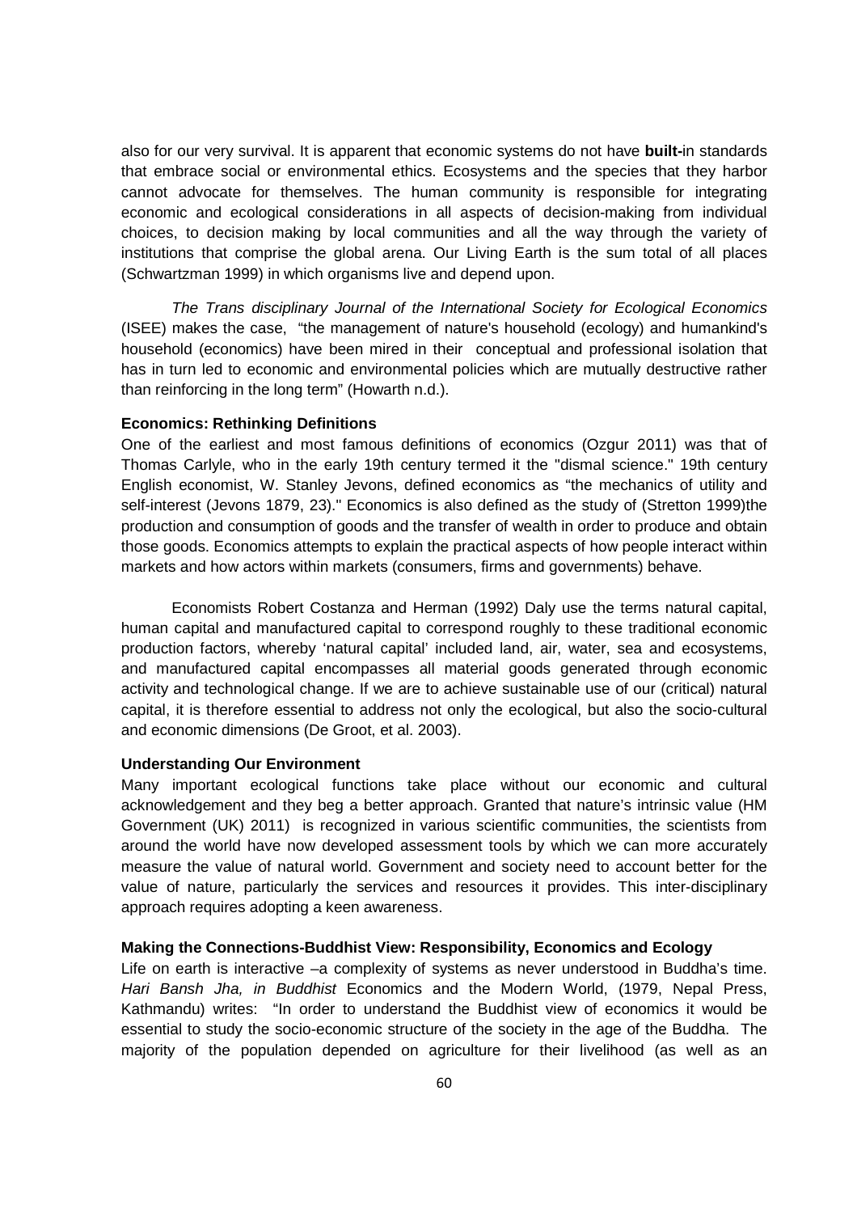also for our very survival. It is apparent that economic systems do not have **built-**in standards that embrace social or environmental ethics. Ecosystems and the species that they harbor cannot advocate for themselves. The human community is responsible for integrating economic and ecological considerations in all aspects of decision-making from individual choices, to decision making by local communities and all the way through the variety of institutions that comprise the global arena. Our Living Earth is the sum total of all places (Schwartzman 1999) in which organisms live and depend upon.

*The Trans disciplinary Journal of the International Society for Ecological Economics* (ISEE) makes the case, "the management of nature's household (ecology) and humankind's household (economics) have been mired in their conceptual and professional isolation that has in turn led to economic and environmental policies which are mutually destructive rather than reinforcing in the long term" (Howarth n.d.).

**Economics: Rethinking Definitions**

One of the earliest and most famous definitions of economics (Ozgur 2011) was that of Thomas Carlyle, who in the early 19th century termed it the "dismal science." 19th century English economist, W. Stanley Jevons, defined economics as "the mechanics of utility and self-interest (Jevons 1879, 23)." Economics is also defined as the study of (Stretton 1999)the production and consumption of goods and the transfer of wealth in order to produce and obtain those goods. Economics attempts to explain the practical aspects of how people interact within markets and how actors within markets (consumers, firms and governments) behave.

Economists Robert Costanza and Herman (1992) Daly use the terms natural capital, human capital and manufactured capital to correspond roughly to these traditional economic production factors, whereby 'natural capital' included land, air, water, sea and ecosystems, and manufactured capital encompasses all material goods generated through economic activity and technological change. If we are to achieve sustainable use of our (critical) natural capital, it is therefore essential to address not only the ecological, but also the socio-cultural and economic dimensions (De Groot, et al. 2003).

**Understanding Our Environment**

Many important ecological functions take place without our economic and cultural acknowledgement and they beg a better approach. Granted that nature's intrinsic value (HM Government (UK) 2011) is recognized in various scientific communities, the scientists from around the world have now developed assessment tools by which we can more accurately measure the value of natural world. Government and society need to account better for the value of nature, particularly the services and resources it provides. This inter-disciplinary approach requires adopting a keen awareness.

**Making the Connections-Buddhist View: Responsibility, Economics and Ecology**

Life on earth is interactive –a complexity of systems as never understood in Buddha's time. *Hari Bansh Jha, in Buddhist* Economics and the Modern World, (1979, Nepal Press, Kathmandu) writes: "In order to understand the Buddhist view of economics it would be essential to study the socio-economic structure of the society in the age of the Buddha. The majority of the population depended on agriculture for their livelihood (as well as an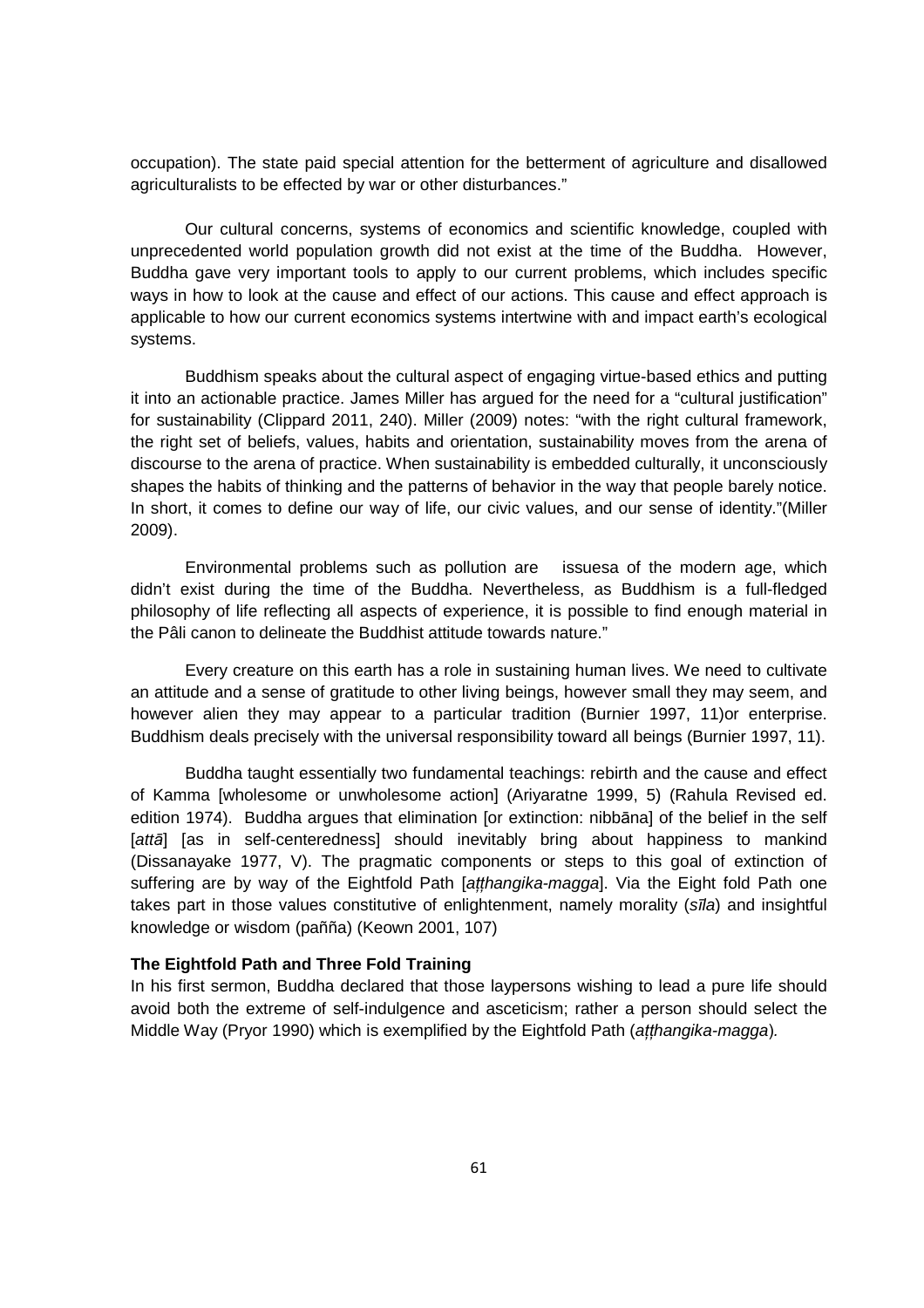occupation). The state paid special attention for the betterment of agriculture and disallowed agriculturalists to be effected by war or other disturbances."

Our cultural concerns, systems of economics and scientific knowledge, coupled with unprecedented world population growth did not exist at the time of the Buddha. However, Buddha gave very important tools to apply to our current problems, which includes specific ways in how to look at the cause and effect of our actions. This cause and effect approach is applicable to how our current economics systems intertwine with and impact earth's ecological systems.

Buddhism speaks about the cultural aspect of engaging virtue-based ethics and putting it into an actionable practice. James Miller has argued for the need for a "cultural justification" for sustainability (Clippard 2011, 240). Miller (2009) notes: "with the right cultural framework, the right set of beliefs, values, habits and orientation, sustainability moves from the arena of discourse to the arena of practice. When sustainability is embedded culturally, it unconsciously shapes the habits of thinking and the patterns of behavior in the way that people barely notice. In short, it comes to define our way of life, our civic values, and our sense of identity."(Miller 2009).

Environmental problems such as pollution are issuesa of the modern age, which didn't exist during the time of the Buddha. Nevertheless, as Buddhism is a full-fledged philosophy of life reflecting all aspects of experience, it is possible to find enough material in the Pâli canon to delineate the Buddhist attitude towards nature."

Every creature on this earth has a role in sustaining human lives. We need to cultivate an attitude and a sense of gratitude to other living beings, however small they may seem, and however alien they may appear to a particular tradition (Burnier 1997, 11)or enterprise. Buddhism deals precisely with the universal responsibility toward all beings (Burnier 1997, 11).

Buddha taught essentially two fundamental teachings: rebirth and the cause and effect of Kamma [wholesome or unwholesome action] (Ariyaratne 1999, 5) (Rahula Revised ed. edition 1974). Buddha argues that elimination [or extinction: nibbāna] of the belief in the self [*attā*] [as in self-centeredness] should inevitably bring about happiness to mankind (Dissanayake 1977, V). The pragmatic components or steps to this goal of extinction of suffering are by way of the Eightfold Path [*aṭṭhangika-magga*]. Via the Eight fold Path one takes part in those values constitutive of enlightenment, namely morality (*sīla*) and insightful knowledge or wisdom (pañña) (Keown 2001, 107)

**The Eightfold Path and Three Fold Training**

In his first sermon, Buddha declared that those laypersons wishing to lead a pure life should avoid both the extreme of self-indulgence and asceticism; rather a person should select the Middle Way (Pryor 1990) which is exemplified by the Eightfold Path (*aṭṭhangika-magga*).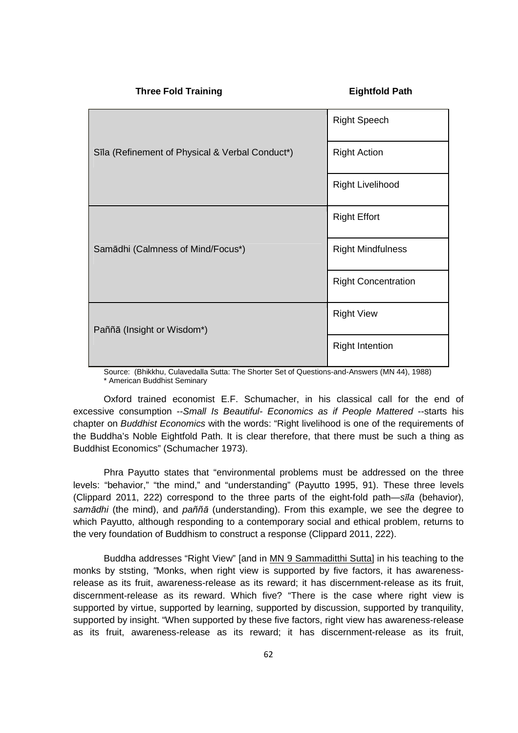| Three Fold Training | Eightfold Path |
|---|---|
| Sīla (Refinement of Physical & Verbal Conduct*) | Right Speech |
| | Right Action |
| | Right Livelihood |
| Samādhi (Calmness of Mind/Focus*) | Right Effort |
| | Right Mindfulness |
| | Right Concentration |
| Paññā (Insight or Wisdom*) | Right View |
| | Right Intention |

Source: (Bhikkhu, Culavedalla Sutta: The Shorter Set of Questions-and-Answers (MN 44), 1988)
\* American Buddhist Seminary

Oxford trained economist E.F. Schumacher, in his classical call for the end of excessive consumption --*Small Is Beautiful- Economics as if People Mattered* --starts his chapter on *Buddhist Economics* with the words: "Right livelihood is one of the requirements of the Buddha's Noble Eightfold Path. It is clear therefore, that there must be such a thing as Buddhist Economics" (Schumacher 1973).

Phra Payutto states that "environmental problems must be addressed on the three levels: "behavior," "the mind," and "understanding" (Payutto 1995, 91). These three levels (Clippard 2011, 222) correspond to the three parts of the eight-fold path—*sīla* (behavior), *samādhi* (the mind), and *paññā* (understanding). From this example, we see the degree to which Payutto, although responding to a contemporary social and ethical problem, returns to the very foundation of Buddhism to construct a response (Clippard 2011, 222).

Buddha addresses "Right View" [and in MN 9 Sammaditthi Sutta] in his teaching to the monks by ststing, "Monks, when right view is supported by five factors, it has awareness-release as its fruit, awareness-release as its reward; it has discernment-release as its fruit, discernment-release as its reward. Which five? "There is the case where right view is supported by virtue, supported by learning, supported by discussion, supported by tranquility, supported by insight. "When supported by these five factors, right view has awareness-release as its fruit, awareness-release as its reward; it has discernment-release as its fruit,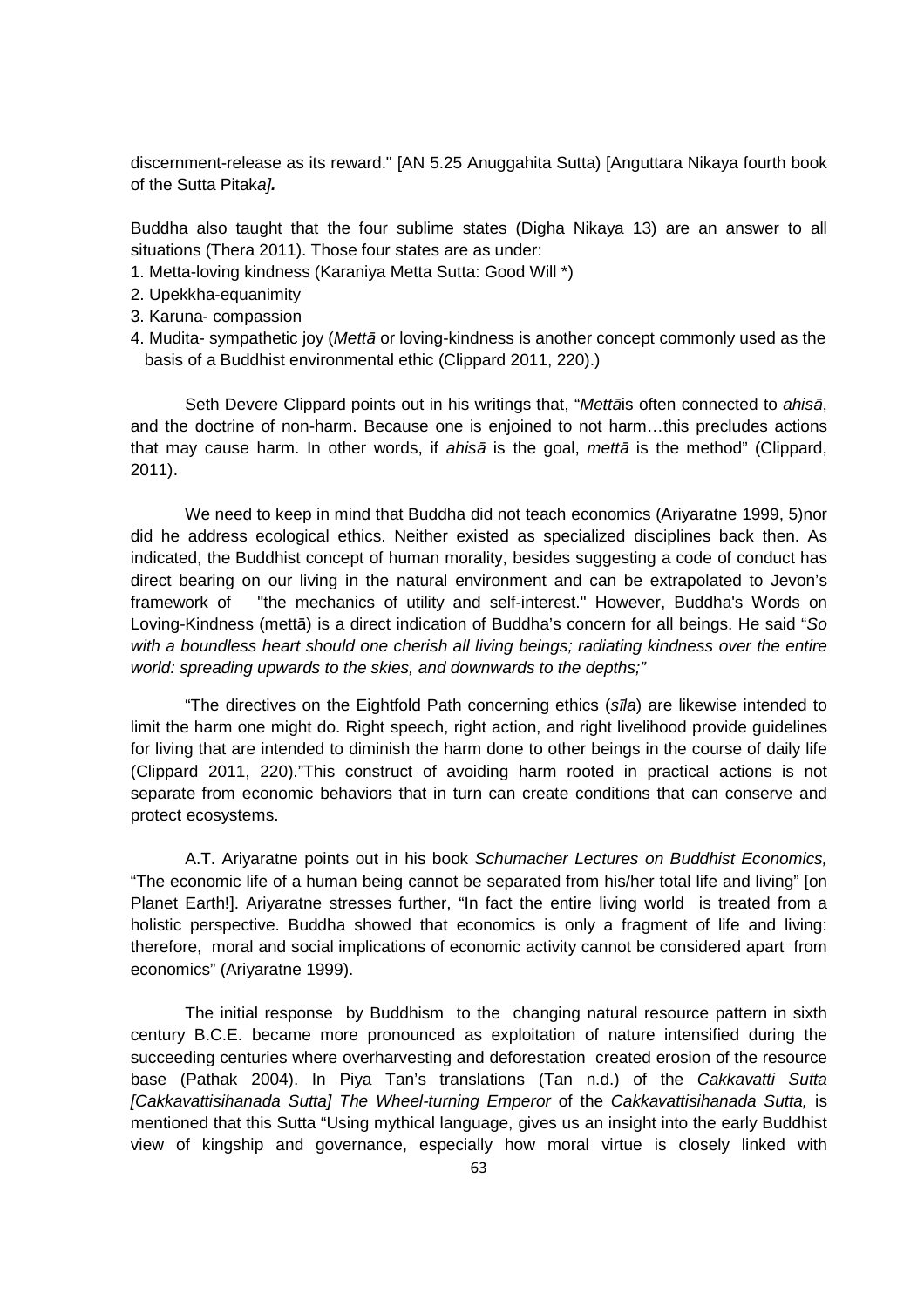discernment-release as its reward." [AN 5.25 Anuggahita Sutta) [Anguttara Nikaya fourth book of the Sutta Pitak*a]*.

Buddha also taught that the four sublime states (Digha Nikaya 13) are an answer to all situations (Thera 2011). Those four states are as under:

1. Metta-loving kindness (Karaniya Metta Sutta: Good Will *)
2. Upekkha-equanimity
3. Karuna- compassion
4. Mudita- sympathetic joy (*Mettā* or loving-kindness is another concept commonly used as the basis of a Buddhist environmental ethic (Clippard 2011, 220).)

Seth Devere Clippard points out in his writings that, "*Mettā*is often connected to *ahisā*, and the doctrine of non-harm. Because one is enjoined to not harm…this precludes actions that may cause harm. In other words, if *ahisā* is the goal, *mettā* is the method" (Clippard, 2011).

We need to keep in mind that Buddha did not teach economics (Ariyaratne 1999, 5)nor did he address ecological ethics. Neither existed as specialized disciplines back then. As indicated, the Buddhist concept of human morality, besides suggesting a code of conduct has direct bearing on our living in the natural environment and can be extrapolated to Jevon's framework of "the mechanics of utility and self-interest." However, Buddha's Words on Loving-Kindness (mettā) is a direct indication of Buddha's concern for all beings. He said "*So with a boundless heart should one cherish all living beings; radiating kindness over the entire world: spreading upwards to the skies, and downwards to the depths;"*

"The directives on the Eightfold Path concerning ethics (*sīla*) are likewise intended to limit the harm one might do. Right speech, right action, and right livelihood provide guidelines for living that are intended to diminish the harm done to other beings in the course of daily life (Clippard 2011, 220)."This construct of avoiding harm rooted in practical actions is not separate from economic behaviors that in turn can create conditions that can conserve and protect ecosystems.

A.T. Ariyaratne points out in his book *Schumacher Lectures on Buddhist Economics,* "The economic life of a human being cannot be separated from his/her total life and living" [on Planet Earth!]. Ariyaratne stresses further, "In fact the entire living world is treated from a holistic perspective. Buddha showed that economics is only a fragment of life and living: therefore, moral and social implications of economic activity cannot be considered apart from economics" (Ariyaratne 1999).

The initial response by Buddhism to the changing natural resource pattern in sixth century B.C.E. became more pronounced as exploitation of nature intensified during the succeeding centuries where overharvesting and deforestation created erosion of the resource base (Pathak 2004). In Piya Tan's translations (Tan n.d.) of the *Cakkavatti Sutta [Cakkavattisihanada Sutta] The Wheel-turning Emperor* of the *Cakkavattisihanada Sutta,* is mentioned that this Sutta "Using mythical language, gives us an insight into the early Buddhist view of kingship and governance, especially how moral virtue is closely linked with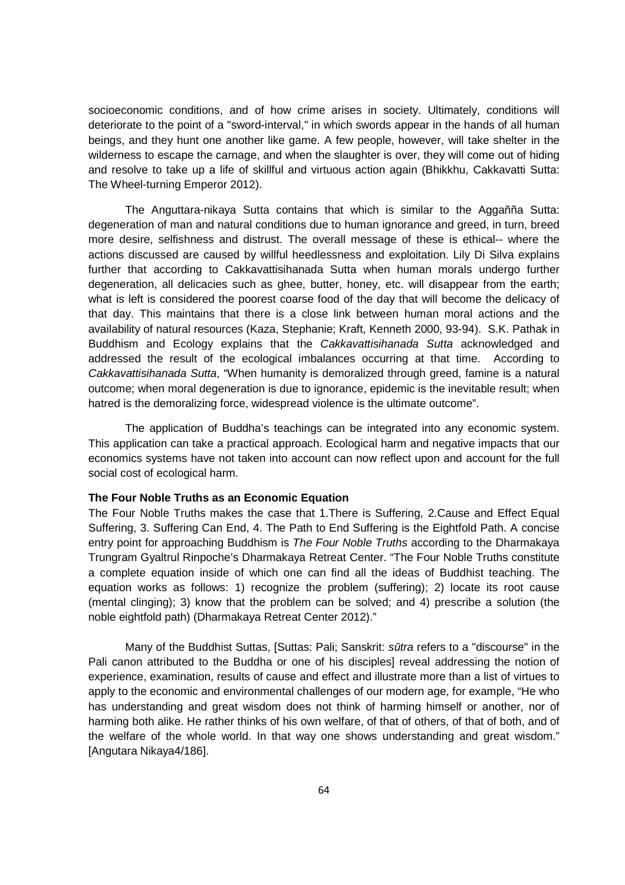socioeconomic conditions, and of how crime arises in society. Ultimately, conditions will deteriorate to the point of a "sword-interval," in which swords appear in the hands of all human beings, and they hunt one another like game. A few people, however, will take shelter in the wilderness to escape the carnage, and when the slaughter is over, they will come out of hiding and resolve to take up a life of skillful and virtuous action again (Bhikkhu, Cakkavatti Sutta: The Wheel-turning Emperor 2012).

The Anguttara-nikaya Sutta contains that which is similar to the Aggañña Sutta: degeneration of man and natural conditions due to human ignorance and greed, in turn, breed more desire, selfishness and distrust. The overall message of these is ethical-- where the actions discussed are caused by willful heedlessness and exploitation. Lily Di Silva explains further that according to Cakkavattisihanada Sutta when human morals undergo further degeneration, all delicacies such as ghee, butter, honey, etc. will disappear from the earth; what is left is considered the poorest coarse food of the day that will become the delicacy of that day. This maintains that there is a close link between human moral actions and the availability of natural resources (Kaza, Stephanie; Kraft, Kenneth 2000, 93-94). S.K. Pathak in Buddhism and Ecology explains that the *Cakkavattisihanada Sutta* acknowledged and addressed the result of the ecological imbalances occurring at that time. According to *Cakkavattisihanada Sutta*, "When humanity is demoralized through greed, famine is a natural outcome; when moral degeneration is due to ignorance, epidemic is the inevitable result; when hatred is the demoralizing force, widespread violence is the ultimate outcome".

The application of Buddha's teachings can be integrated into any economic system. This application can take a practical approach. Ecological harm and negative impacts that our economics systems have not taken into account can now reflect upon and account for the full social cost of ecological harm.

### The Four Noble Truths as an Economic Equation

The Four Noble Truths makes the case that 1.There is Suffering, 2.Cause and Effect Equal Suffering, 3. Suffering Can End, 4. The Path to End Suffering is the Eightfold Path. A concise entry point for approaching Buddhism is *The Four Noble Truths* according to the Dharmakaya Trungram Gyaltrul Rinpoche's Dharmakaya Retreat Center. "The Four Noble Truths constitute a complete equation inside of which one can find all the ideas of Buddhist teaching. The equation works as follows: 1) recognize the problem (suffering); 2) locate its root cause (mental clinging); 3) know that the problem can be solved; and 4) prescribe a solution (the noble eightfold path) (Dharmakaya Retreat Center 2012)."

Many of the Buddhist Suttas, [Suttas: Pali; Sanskrit: *sūtra* refers to a "discourse" in the Pali canon attributed to the Buddha or one of his disciples] reveal addressing the notion of experience, examination, results of cause and effect and illustrate more than a list of virtues to apply to the economic and environmental challenges of our modern age, for example, "He who has understanding and great wisdom does not think of harming himself or another, nor of harming both alike. He rather thinks of his own welfare, of that of others, of that of both, and of the welfare of the whole world. In that way one shows understanding and great wisdom." [Angutara Nikaya4/186].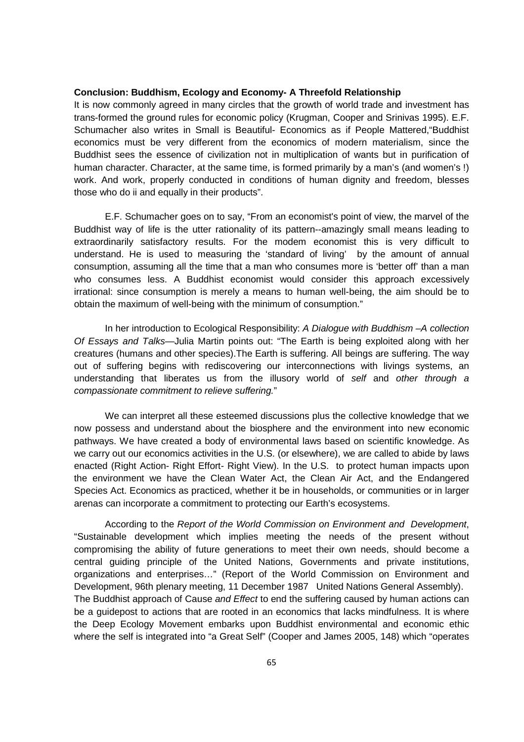**Conclusion: Buddhism, Ecology and Economy- A Threefold Relationship**

It is now commonly agreed in many circles that the growth of world trade and investment has trans-formed the ground rules for economic policy (Krugman, Cooper and Srinivas 1995). E.F. Schumacher also writes in Small is Beautiful- Economics as if People Mattered,"Buddhist economics must be very different from the economics of modern materialism, since the Buddhist sees the essence of civilization not in multiplication of wants but in purification of human character. Character, at the same time, is formed primarily by a man's (and women's !) work. And work, properly conducted in conditions of human dignity and freedom, blesses those who do ii and equally in their products".

E.F. Schumacher goes on to say, "From an economist's point of view, the marvel of the Buddhist way of life is the utter rationality of its pattern--amazingly small means leading to extraordinarily satisfactory results. For the modem economist this is very difficult to understand. He is used to measuring the 'standard of living' by the amount of annual consumption, assuming all the time that a man who consumes more is 'better off' than a man who consumes less. A Buddhist economist would consider this approach excessively irrational: since consumption is merely a means to human well-being, the aim should be to obtain the maximum of well-being with the minimum of consumption."

In her introduction to Ecological Responsibility: *A Dialogue with Buddhism –A collection Of Essays and Talks*—Julia Martin points out: "The Earth is being exploited along with her creatures (humans and other species).The Earth is suffering. All beings are suffering. The way out of suffering begins with rediscovering our interconnections with livings systems, an understanding that liberates us from the illusory world of *self* and *other through a compassionate commitment to relieve suffering.*"

We can interpret all these esteemed discussions plus the collective knowledge that we now possess and understand about the biosphere and the environment into new economic pathways. We have created a body of environmental laws based on scientific knowledge. As we carry out our economics activities in the U.S. (or elsewhere), we are called to abide by laws enacted (Right Action- Right Effort- Right View). In the U.S. to protect human impacts upon the environment we have the Clean Water Act, the Clean Air Act, and the Endangered Species Act. Economics as practiced, whether it be in households, or communities or in larger arenas can incorporate a commitment to protecting our Earth's ecosystems.

According to the *Report of the World Commission on Environment and Development*, "Sustainable development which implies meeting the needs of the present without compromising the ability of future generations to meet their own needs, should become a central guiding principle of the United Nations, Governments and private institutions, organizations and enterprises…" (Report of the World Commission on Environment and Development, 96th plenary meeting, 11 December 1987 United Nations General Assembly).
The Buddhist approach of Cause *and Effect* to end the suffering caused by human actions can be a guidepost to actions that are rooted in an economics that lacks mindfulness. It is where the Deep Ecology Movement embarks upon Buddhist environmental and economic ethic where the self is integrated into "a Great Self" (Cooper and James 2005, 148) which "operates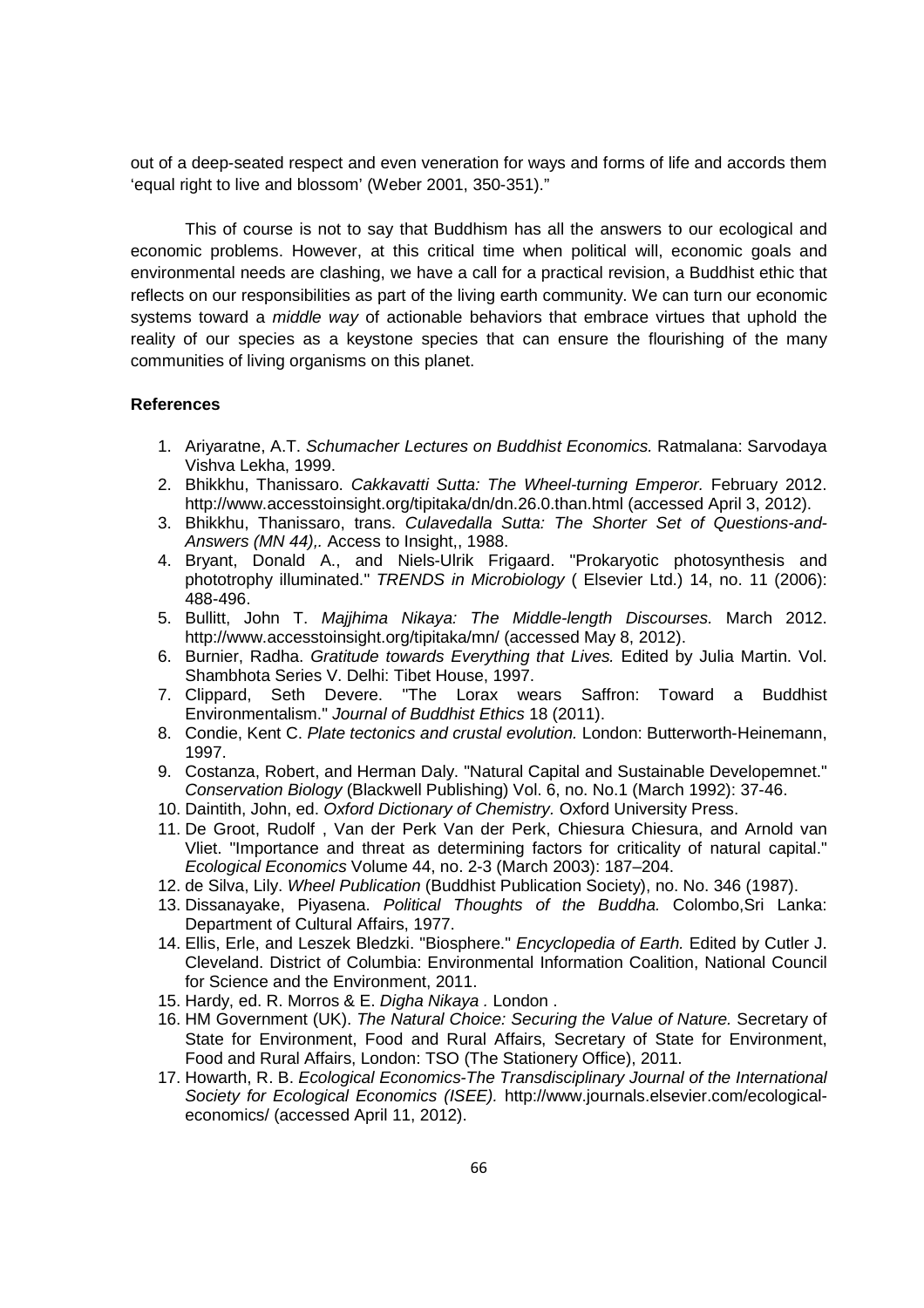out of a deep-seated respect and even veneration for ways and forms of life and accords them 'equal right to live and blossom' (Weber 2001, 350-351)."

This of course is not to say that Buddhism has all the answers to our ecological and economic problems. However, at this critical time when political will, economic goals and environmental needs are clashing, we have a call for a practical revision, a Buddhist ethic that reflects on our responsibilities as part of the living earth community. We can turn our economic systems toward a *middle way* of actionable behaviors that embrace virtues that uphold the reality of our species as a keystone species that can ensure the flourishing of the many communities of living organisms on this planet.

**References**

1. Ariyaratne, A.T. *Schumacher Lectures on Buddhist Economics.* Ratmalana: Sarvodaya Vishva Lekha, 1999.
2. Bhikkhu, Thanissaro. *Cakkavatti Sutta: The Wheel-turning Emperor.* February 2012. http://www.accesstoinsight.org/tipitaka/dn/dn.26.0.than.html (accessed April 3, 2012).
3. Bhikkhu, Thanissaro, trans. *Culavedalla Sutta: The Shorter Set of Questions-and-Answers (MN 44),.* Access to Insight,, 1988.
4. Bryant, Donald A., and Niels-Ulrik Frigaard. "Prokaryotic photosynthesis and phototrophy illuminated." *TRENDS in Microbiology* ( Elsevier Ltd.) 14, no. 11 (2006): 488-496.
5. Bullitt, John T. *Majjhima Nikaya: The Middle-length Discourses.* March 2012. http://www.accesstoinsight.org/tipitaka/mn/ (accessed May 8, 2012).
6. Burnier, Radha. *Gratitude towards Everything that Lives.* Edited by Julia Martin. Vol. Shambhota Series V. Delhi: Tibet House, 1997.
7. Clippard, Seth Devere. "The Lorax wears Saffron: Toward a Buddhist Environmentalism." *Journal of Buddhist Ethics* 18 (2011).
8. Condie, Kent C. *Plate tectonics and crustal evolution.* London: Butterworth-Heinemann, 1997.
9. Costanza, Robert, and Herman Daly. "Natural Capital and Sustainable Developemnet." *Conservation Biology* (Blackwell Publishing) Vol. 6, no. No.1 (March 1992): 37-46.
10. Daintith, John, ed. *Oxford Dictionary of Chemistry.* Oxford University Press.
11. De Groot, Rudolf , Van der Perk Van der Perk, Chiesura Chiesura, and Arnold van Vliet. "Importance and threat as determining factors for criticality of natural capital." *Ecological Economics* Volume 44, no. 2-3 (March 2003): 187–204.
12. de Silva, Lily. *Wheel Publication* (Buddhist Publication Society), no. No. 346 (1987).
13. Dissanayake, Piyasena. *Political Thoughts of the Buddha.* Colombo,Sri Lanka: Department of Cultural Affairs, 1977.
14. Ellis, Erle, and Leszek Bledzki. "Biosphere." *Encyclopedia of Earth.* Edited by Cutler J. Cleveland. District of Columbia: Environmental Information Coalition, National Council for Science and the Environment, 2011.
15. Hardy, ed. R. Morros & E. *Digha Nikaya .* London .
16. HM Government (UK). *The Natural Choice: Securing the Value of Nature.* Secretary of State for Environment, Food and Rural Affairs, Secretary of State for Environment, Food and Rural Affairs, London: TSO (The Stationery Office), 2011.
17. Howarth, R. B. *Ecological Economics-The Transdisciplinary Journal of the International Society for Ecological Economics (ISEE).* http://www.journals.elsevier.com/ecological-economics/ (accessed April 11, 2012).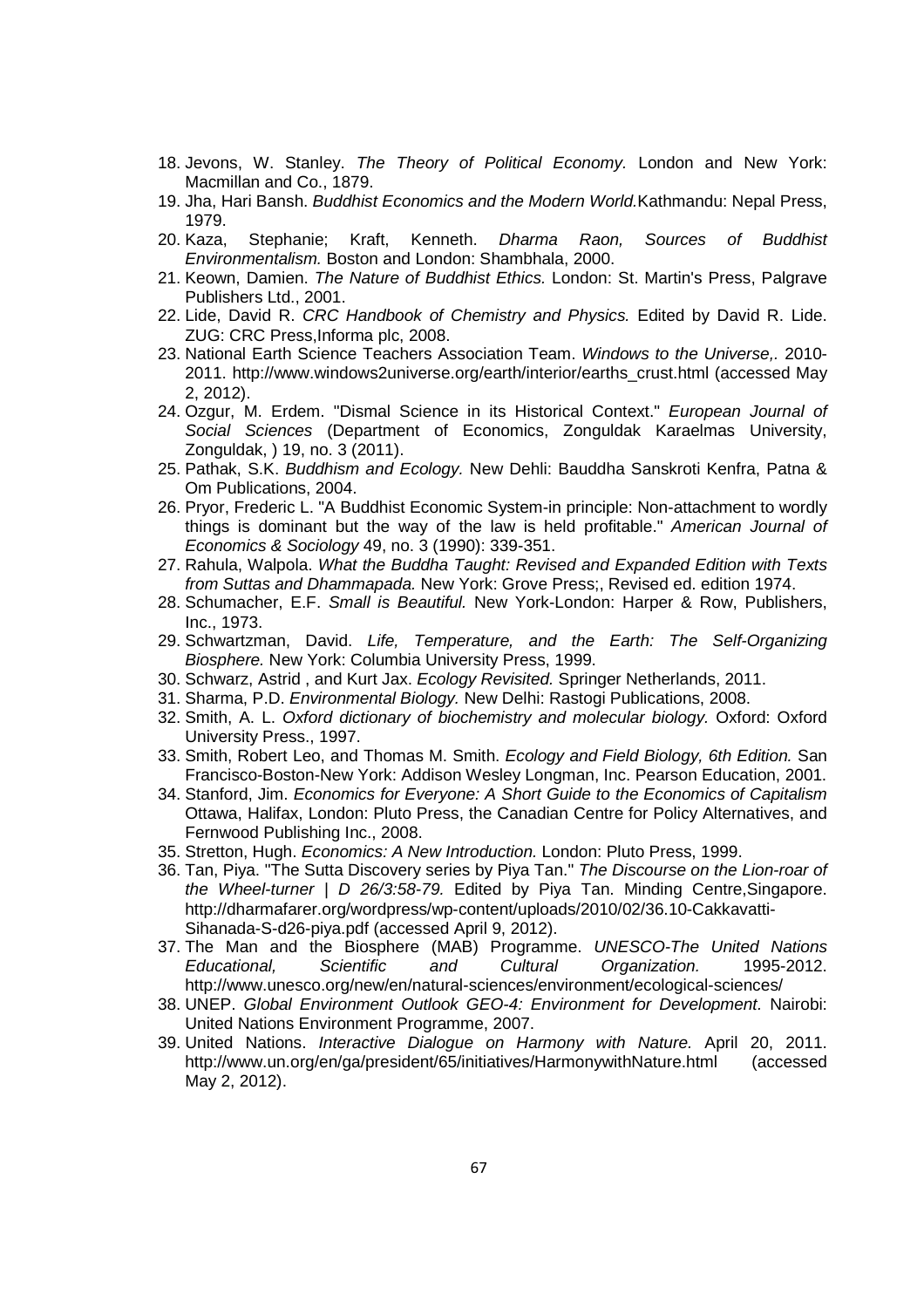18. Jevons, W. Stanley. *The Theory of Political Economy.* London and New York: Macmillan and Co., 1879.
19. Jha, Hari Bansh. *Buddhist Economics and the Modern World.*Kathmandu: Nepal Press, 1979.
20. Kaza, Stephanie; Kraft, Kenneth. *Dharma Raon, Sources of Buddhist Environmentalism.* Boston and London: Shambhala, 2000.
21. Keown, Damien. *The Nature of Buddhist Ethics.* London: St. Martin's Press, Palgrave Publishers Ltd., 2001.
22. Lide, David R. *CRC Handbook of Chemistry and Physics.* Edited by David R. Lide. ZUG: CRC Press,Informa plc, 2008.
23. National Earth Science Teachers Association Team. *Windows to the Universe,.* 2010-2011. http://www.windows2universe.org/earth/interior/earths_crust.html (accessed May 2, 2012).
24. Ozgur, M. Erdem. "Dismal Science in its Historical Context." *European Journal of Social Sciences* (Department of Economics, Zonguldak Karaelmas University, Zonguldak, ) 19, no. 3 (2011).
25. Pathak, S.K. *Buddhism and Ecology.* New Dehli: Bauddha Sanskroti Kenfra, Patna & Om Publications, 2004.
26. Pryor, Frederic L. "A Buddhist Economic System-in principle: Non-attachment to wordly things is dominant but the way of the law is held profitable." *American Journal of Economics & Sociology* 49, no. 3 (1990): 339-351.
27. Rahula, Walpola. *What the Buddha Taught: Revised and Expanded Edition with Texts from Suttas and Dhammapada.* New York: Grove Press;, Revised ed. edition 1974.
28. Schumacher, E.F. *Small is Beautiful.* New York-London: Harper & Row, Publishers, Inc., 1973.
29. Schwartzman, David. *Life, Temperature, and the Earth: The Self-Organizing Biosphere.* New York: Columbia University Press, 1999.
30. Schwarz, Astrid , and Kurt Jax. *Ecology Revisited.* Springer Netherlands, 2011.
31. Sharma, P.D. *Environmental Biology.* New Delhi: Rastogi Publications, 2008.
32. Smith, A. L. *Oxford dictionary of biochemistry and molecular biology.* Oxford: Oxford University Press., 1997.
33. Smith, Robert Leo, and Thomas M. Smith. *Ecology and Field Biology, 6th Edition.* San Francisco-Boston-New York: Addison Wesley Longman, Inc. Pearson Education, 2001.
34. Stanford, Jim. *Economics for Everyone: A Short Guide to the Economics of Capitalism* Ottawa, Halifax, London: Pluto Press, the Canadian Centre for Policy Alternatives, and Fernwood Publishing Inc., 2008.
35. Stretton, Hugh. *Economics: A New Introduction.* London: Pluto Press, 1999.
36. Tan, Piya. "The Sutta Discovery series by Piya Tan." *The Discourse on the Lion-roar of the Wheel-turner | D 26/3:58-79.* Edited by Piya Tan. Minding Centre,Singapore. http://dharmafarer.org/wordpress/wp-content/uploads/2010/02/36.10-Cakkavatti-Sihanada-S-d26-piya.pdf (accessed April 9, 2012).
37. The Man and the Biosphere (MAB) Programme. *UNESCO-The United Nations Educational, Scientific and Cultural Organization.* 1995-2012. http://www.unesco.org/new/en/natural-sciences/environment/ecological-sciences/
38. UNEP. *Global Environment Outlook GEO-4: Environment for Development.* Nairobi: United Nations Environment Programme, 2007.
39. United Nations. *Interactive Dialogue on Harmony with Nature.* April 20, 2011. http://www.un.org/en/ga/president/65/initiatives/HarmonywithNature.html (accessed May 2, 2012).